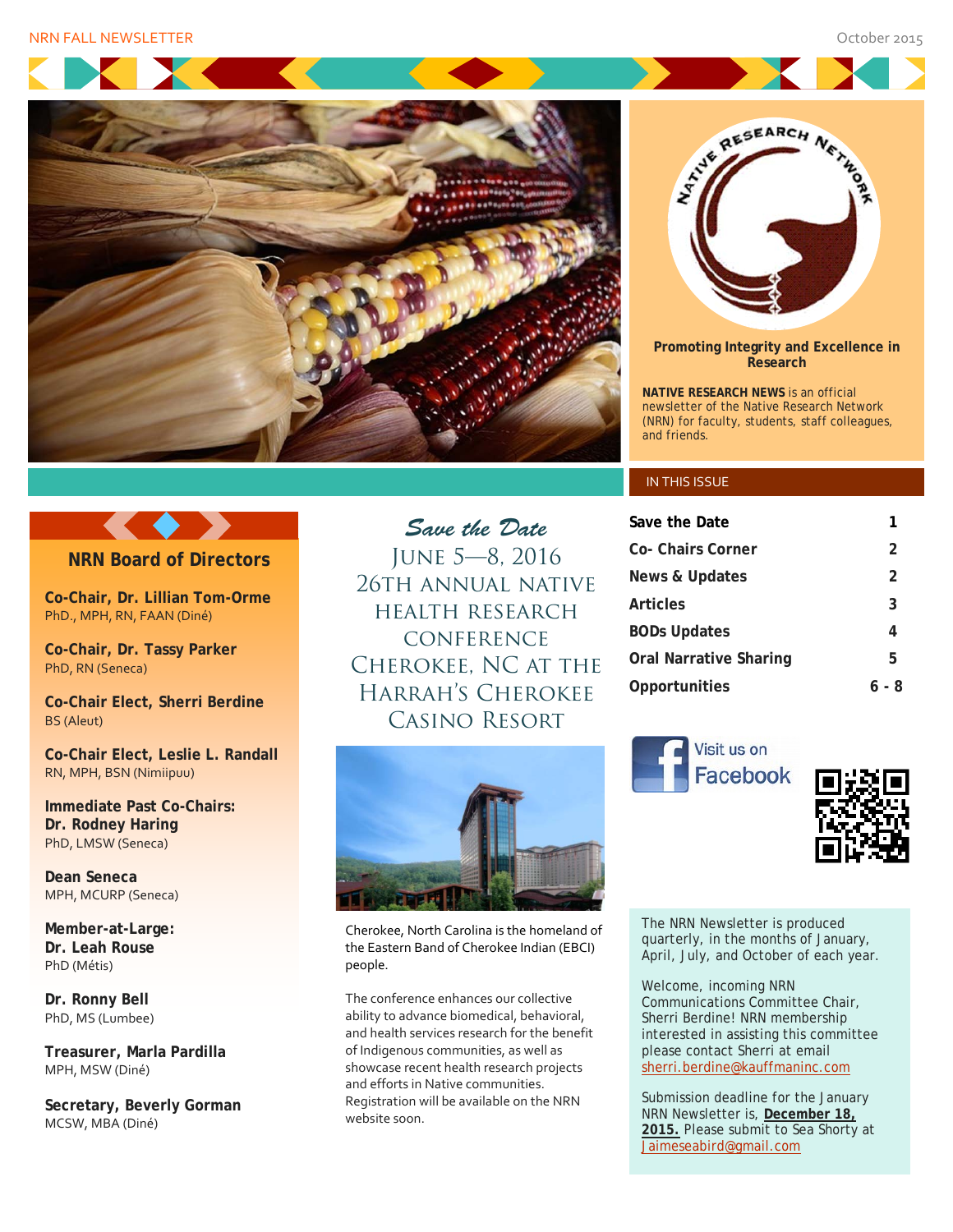NRN FALL NEWSLETTER

October 2015

**Promoting Integrity and Excellence in Research**

**NATIVE RESEARCH NEWS** is an official newsletter of the Native Research Network (NRN) for faculty, students, staff colleagues, and friends.

## IN THIS ISSUE

| | |
|---|---|
| **Save the Date** | **1** |
| **Co- Chairs Corner** | **2** |
| **News & Updates** | **2** |
| **Articles** | **3** |
| **BODs Updates** | **4** |
| **Oral Narrative Sharing** | **5** |
| **Opportunities** | **6 - 8** |

Visit us on Facebook

## NRN Board of Directors

**Co-Chair, Dr. Lillian Tom-Orme**
PhD., MPH, RN, FAAN (Diné)

**Co-Chair, Dr. Tassy Parker**
PhD, RN (Seneca)

**Co-Chair Elect, Sherri Berdine**
BS (Aleut)

**Co-Chair Elect, Leslie L. Randall**
RN, MPH, BSN (Nimiipuu)

**Immediate Past Co-Chairs:**
**Dr. Rodney Haring**
PhD, LMSW (Seneca)

**Dean Seneca**
MPH, MCURP (Seneca)

**Member-at-Large:**
**Dr. Leah Rouse**
PhD (Métis)

**Dr. Ronny Bell**
PhD, MS (Lumbee)

**Treasurer, Marla Pardilla**
MPH, MSW (Diné)

**Secretary, Beverly Gorman**
MCSW, MBA (Diné)

## *Save the Date*

## June 5—8, 2016 26th Annual Native Health Research Conference Cherokee, NC at the Harrah's Cherokee Casino Resort

Cherokee, North Carolina is the homeland of the Eastern Band of Cherokee Indian (EBCI) people.

The conference enhances our collective ability to advance biomedical, behavioral, and health services research for the benefit of Indigenous communities, as well as showcase recent health research projects and efforts in Native communities. Registration will be available on the NRN website soon.

The NRN Newsletter is produced quarterly, in the months of January, April, July, and October of each year.

Welcome, incoming NRN Communications Committee Chair, Sherri Berdine! NRN membership interested in assisting this committee please contact Sherri at email sherri.berdine@kauffmaninc.com

Submission deadline for the January NRN Newsletter is, **December 18, 2015.** Please submit to Sea Shorty at Jaimeseabird@gmail.com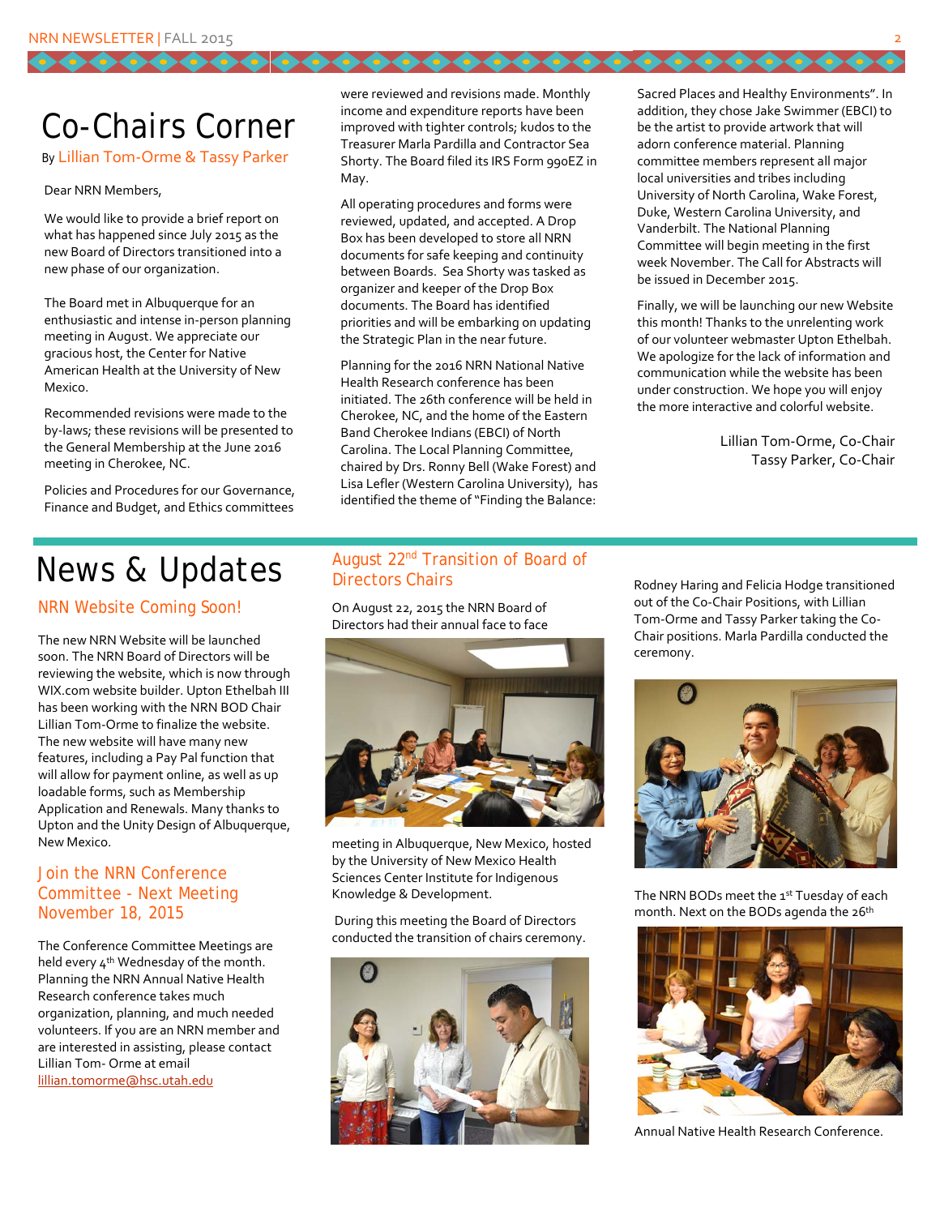# Co-Chairs Corner

By Lillian Tom-Orme & Tassy Parker

Dear NRN Members,

We would like to provide a brief report on what has happened since July 2015 as the new Board of Directors transitioned into a new phase of our organization.

The Board met in Albuquerque for an enthusiastic and intense in-person planning meeting in August. We appreciate our gracious host, the Center for Native American Health at the University of New Mexico.

Recommended revisions were made to the by-laws; these revisions will be presented to the General Membership at the June 2016 meeting in Cherokee, NC.

Policies and Procedures for our Governance, Finance and Budget, and Ethics committees were reviewed and revisions made. Monthly income and expenditure reports have been improved with tighter controls; kudos to the Treasurer Marla Pardilla and Contractor Sea Shorty. The Board filed its IRS Form 990EZ in May.

All operating procedures and forms were reviewed, updated, and accepted. A Drop Box has been developed to store all NRN documents for safe keeping and continuity between Boards. Sea Shorty was tasked as organizer and keeper of the Drop Box documents. The Board has identified priorities and will be embarking on updating the Strategic Plan in the near future.

Planning for the 2016 NRN National Native Health Research conference has been initiated. The 26th conference will be held in Cherokee, NC, and the home of the Eastern Band Cherokee Indians (EBCI) of North Carolina. The Local Planning Committee, chaired by Drs. Ronny Bell (Wake Forest) and Lisa Lefler (Western Carolina University), has identified the theme of "Finding the Balance: Sacred Places and Healthy Environments". In addition, they chose Jake Swimmer (EBCI) to be the artist to provide artwork that will adorn conference material. Planning committee members represent all major local universities and tribes including University of North Carolina, Wake Forest, Duke, Western Carolina University, and Vanderbilt. The National Planning Committee will begin meeting in the first week November. The Call for Abstracts will be issued in December 2015.

Finally, we will be launching our new Website this month! Thanks to the unrelenting work of our volunteer webmaster Upton Ethelbah. We apologize for the lack of information and communication while the website has been under construction. We hope you will enjoy the more interactive and colorful website.

Lillian Tom-Orme, Co-Chair
Tassy Parker, Co-Chair

# News & Updates

## NRN Website Coming Soon!

The new NRN Website will be launched soon. The NRN Board of Directors will be reviewing the website, which is now through WIX.com website builder. Upton Ethelbah III has been working with the NRN BOD Chair Lillian Tom-Orme to finalize the website. The new website will have many new features, including a Pay Pal function that will allow for payment online, as well as up loadable forms, such as Membership Application and Renewals. Many thanks to Upton and the Unity Design of Albuquerque, New Mexico.

## Join the NRN Conference Committee - Next Meeting November 18, 2015

The Conference Committee Meetings are held every 4th Wednesday of the month. Planning the NRN Annual Native Health Research conference takes much organization, planning, and much needed volunteers. If you are an NRN member and are interested in assisting, please contact Lillian Tom- Orme at email lillian.tomorme@hsc.utah.edu

## August 22nd Transition of Board of Directors Chairs

On August 22, 2015 the NRN Board of Directors had their annual face to face meeting in Albuquerque, New Mexico, hosted by the University of New Mexico Health Sciences Center Institute for Indigenous Knowledge & Development.

During this meeting the Board of Directors conducted the transition of chairs ceremony. Rodney Haring and Felicia Hodge transitioned out of the Co-Chair Positions, with Lillian Tom-Orme and Tassy Parker taking the Co-Chair positions. Marla Pardilla conducted the ceremony.

The NRN BODs meet the 1st Tuesday of each month. Next on the BODs agenda the 26th Annual Native Health Research Conference.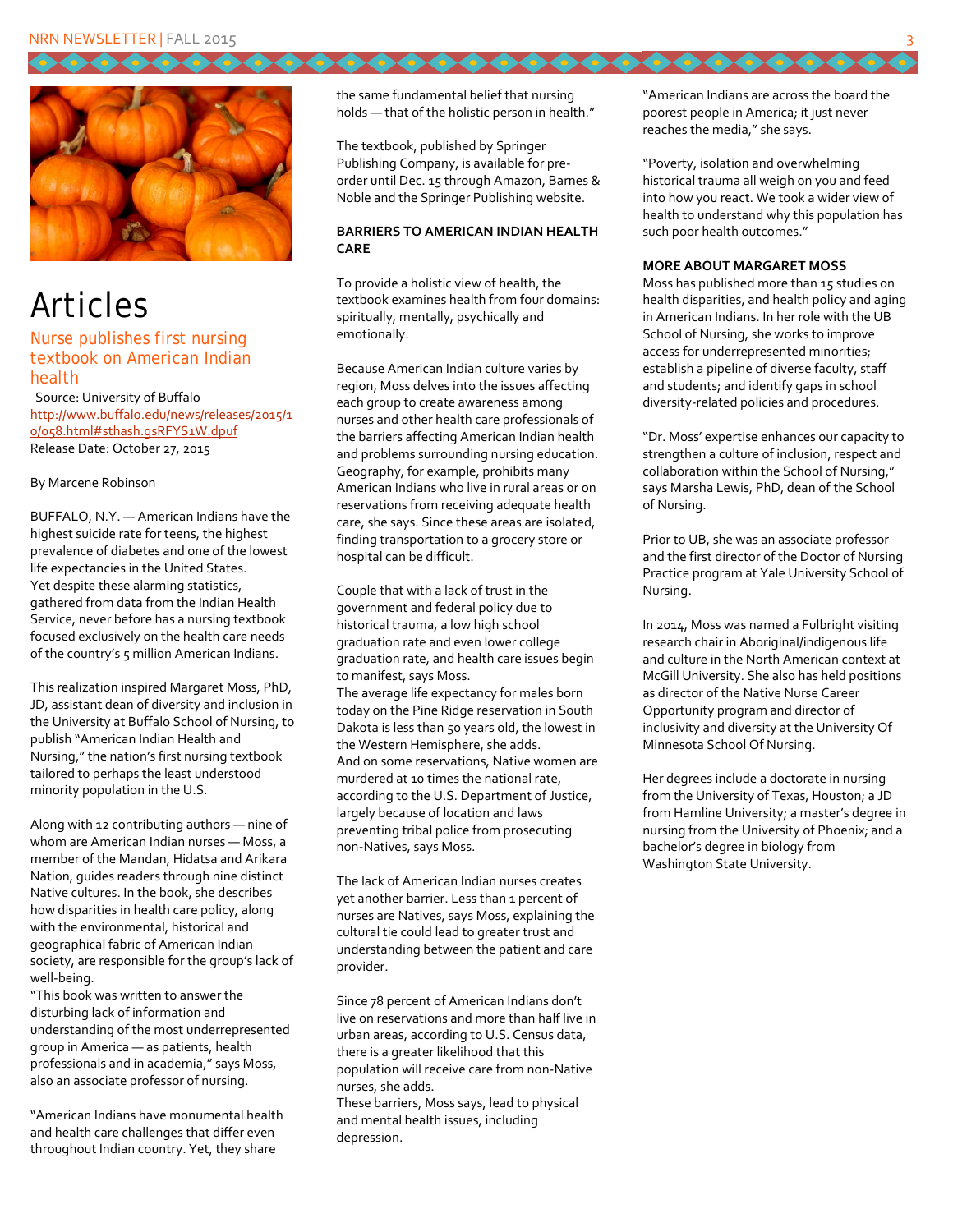# Articles

## Nurse publishes first nursing textbook on American Indian health

Source: University of Buffalo
http://www.buffalo.edu/news/releases/2015/10/058.html#sthash.gsRFYS1W.dpuf
Release Date: October 27, 2015

By Marcene Robinson

BUFFALO, N.Y. — American Indians have the highest suicide rate for teens, the highest prevalence of diabetes and one of the lowest life expectancies in the United States.
Yet despite these alarming statistics, gathered from data from the Indian Health Service, never before has a nursing textbook focused exclusively on the health care needs of the country's 5 million American Indians.

This realization inspired Margaret Moss, PhD, JD, assistant dean of diversity and inclusion in the University at Buffalo School of Nursing, to publish "American Indian Health and Nursing," the nation's first nursing textbook tailored to perhaps the least understood minority population in the U.S.

Along with 12 contributing authors — nine of whom are American Indian nurses — Moss, a member of the Mandan, Hidatsa and Arikara Nation, guides readers through nine distinct Native cultures. In the book, she describes how disparities in health care policy, along with the environmental, historical and geographical fabric of American Indian society, are responsible for the group's lack of well-being.
"This book was written to answer the disturbing lack of information and understanding of the most underrepresented group in America — as patients, health professionals and in academia," says Moss, also an associate professor of nursing.

"American Indians have monumental health and health care challenges that differ even throughout Indian country. Yet, they share the same fundamental belief that nursing holds — that of the holistic person in health."

The textbook, published by Springer Publishing Company, is available for pre-order until Dec. 15 through Amazon, Barnes & Noble and the Springer Publishing website.

**BARRIERS TO AMERICAN INDIAN HEALTH CARE**

To provide a holistic view of health, the textbook examines health from four domains: spiritually, mentally, psychically and emotionally.

Because American Indian culture varies by region, Moss delves into the issues affecting each group to create awareness among nurses and other health care professionals of the barriers affecting American Indian health and problems surrounding nursing education. Geography, for example, prohibits many American Indians who live in rural areas or on reservations from receiving adequate health care, she says. Since these areas are isolated, finding transportation to a grocery store or hospital can be difficult.

Couple that with a lack of trust in the government and federal policy due to historical trauma, a low high school graduation rate and even lower college graduation rate, and health care issues begin to manifest, says Moss.
The average life expectancy for males born today on the Pine Ridge reservation in South Dakota is less than 50 years old, the lowest in the Western Hemisphere, she adds.
And on some reservations, Native women are murdered at 10 times the national rate, according to the U.S. Department of Justice, largely because of location and laws preventing tribal police from prosecuting non-Natives, says Moss.

The lack of American Indian nurses creates yet another barrier. Less than 1 percent of nurses are Natives, says Moss, explaining the cultural tie could lead to greater trust and understanding between the patient and care provider.

Since 78 percent of American Indians don't live on reservations and more than half live in urban areas, according to U.S. Census data, there is a greater likelihood that this population will receive care from non-Native nurses, she adds.
These barriers, Moss says, lead to physical and mental health issues, including depression.

"American Indians are across the board the poorest people in America; it just never reaches the media," she says.

"Poverty, isolation and overwhelming historical trauma all weigh on you and feed into how you react. We took a wider view of health to understand why this population has such poor health outcomes."

**MORE ABOUT MARGARET MOSS**

Moss has published more than 15 studies on health disparities, and health policy and aging in American Indians. In her role with the UB School of Nursing, she works to improve access for underrepresented minorities; establish a pipeline of diverse faculty, staff and students; and identify gaps in school diversity-related policies and procedures.

"Dr. Moss' expertise enhances our capacity to strengthen a culture of inclusion, respect and collaboration within the School of Nursing," says Marsha Lewis, PhD, dean of the School of Nursing.

Prior to UB, she was an associate professor and the first director of the Doctor of Nursing Practice program at Yale University School of Nursing.

In 2014, Moss was named a Fulbright visiting research chair in Aboriginal/indigenous life and culture in the North American context at McGill University. She also has held positions as director of the Native Nurse Career Opportunity program and director of inclusivity and diversity at the University Of Minnesota School Of Nursing.

Her degrees include a doctorate in nursing from the University of Texas, Houston; a JD from Hamline University; a master's degree in nursing from the University of Phoenix; and a bachelor's degree in biology from Washington State University.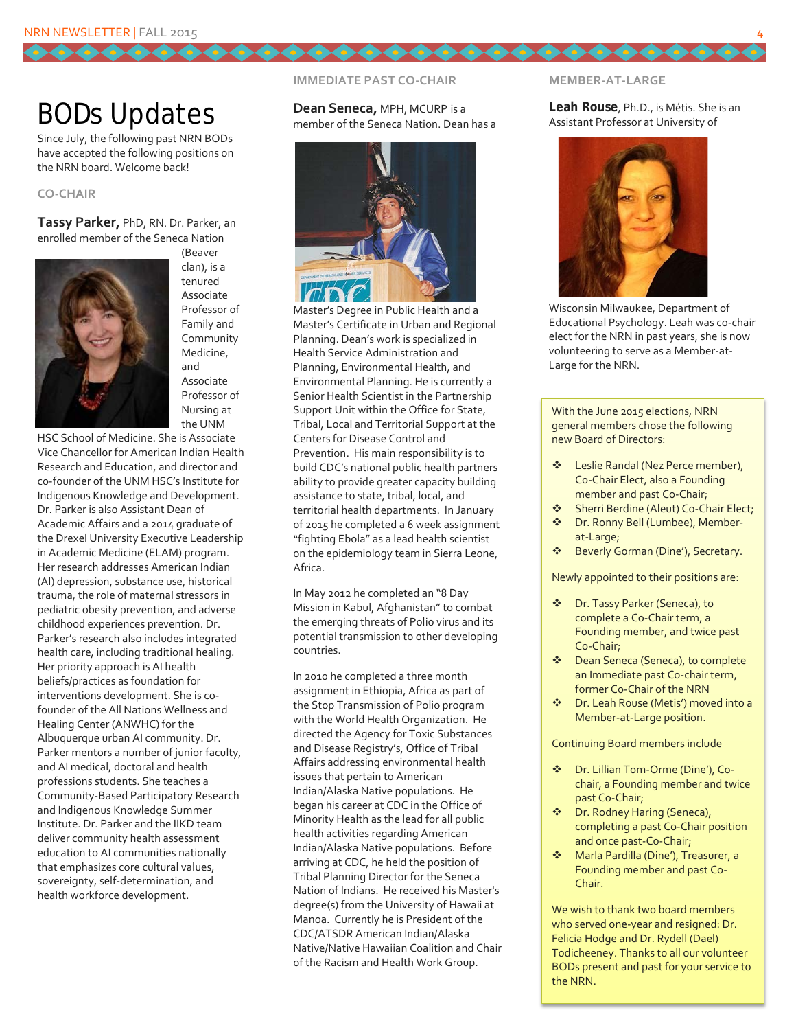# BODs Updates

Since July, the following past NRN BODs have accepted the following positions on the NRN board. Welcome back!

### CO-CHAIR

**Tassy Parker,** PhD, RN. Dr. Parker, an enrolled member of the Seneca Nation (Beaver clan), is a tenured Associate Professor of Family and Community Medicine, and Associate Professor of Nursing at the UNM HSC School of Medicine. She is Associate Vice Chancellor for American Indian Health Research and Education, and director and co-founder of the UNM HSC's Institute for Indigenous Knowledge and Development. Dr. Parker is also Assistant Dean of Academic Affairs and a 2014 graduate of the Drexel University Executive Leadership in Academic Medicine (ELAM) program. Her research addresses American Indian (AI) depression, substance use, historical trauma, the role of maternal stressors in pediatric obesity prevention, and adverse childhood experiences prevention. Dr. Parker's research also includes integrated health care, including traditional healing. Her priority approach is AI health beliefs/practices as foundation for interventions development. She is co-founder of the All Nations Wellness and Healing Center (ANWHC) for the Albuquerque urban AI community. Dr. Parker mentors a number of junior faculty, and AI medical, doctoral and health professions students. She teaches a Community-Based Participatory Research and Indigenous Knowledge Summer Institute. Dr. Parker and the IIKD team deliver community health assessment education to AI communities nationally that emphasizes core cultural values, sovereignty, self-determination, and health workforce development.

### IMMEDIATE PAST CO-CHAIR

**Dean Seneca,** MPH, MCURP is a member of the Seneca Nation. Dean has a Master's Degree in Public Health and a Master's Certificate in Urban and Regional Planning. Dean's work is specialized in Health Service Administration and Planning, Environmental Health, and Environmental Planning. He is currently a Senior Health Scientist in the Partnership Support Unit within the Office for State, Tribal, Local and Territorial Support at the Centers for Disease Control and Prevention. His main responsibility is to build CDC's national public health partners ability to provide greater capacity building assistance to state, tribal, local, and territorial health departments. In January of 2015 he completed a 6 week assignment "fighting Ebola" as a lead health scientist on the epidemiology team in Sierra Leone, Africa.

In May 2012 he completed an "8 Day Mission in Kabul, Afghanistan" to combat the emerging threats of Polio virus and its potential transmission to other developing countries.

In 2010 he completed a three month assignment in Ethiopia, Africa as part of the Stop Transmission of Polio program with the World Health Organization. He directed the Agency for Toxic Substances and Disease Registry's, Office of Tribal Affairs addressing environmental health issues that pertain to American Indian/Alaska Native populations. He began his career at CDC in the Office of Minority Health as the lead for all public health activities regarding American Indian/Alaska Native populations. Before arriving at CDC, he held the position of Tribal Planning Director for the Seneca Nation of Indians. He received his Master's degree(s) from the University of Hawaii at Manoa. Currently he is President of the CDC/ATSDR American Indian/Alaska Native/Native Hawaiian Coalition and Chair of the Racism and Health Work Group.

### MEMBER-AT-LARGE

**Leah Rouse**, Ph.D., is Métis. She is an Assistant Professor at University of Wisconsin Milwaukee, Department of Educational Psychology. Leah was co-chair elect for the NRN in past years, she is now volunteering to serve as a Member-at-Large for the NRN.

With the June 2015 elections, NRN general members chose the following new Board of Directors:

- Leslie Randal (Nez Perce member), Co-Chair Elect, also a Founding member and past Co-Chair;
- Sherri Berdine (Aleut) Co-Chair Elect;
- Dr. Ronny Bell (Lumbee), Member-at-Large;
- Beverly Gorman (Dine'), Secretary.

Newly appointed to their positions are:

- Dr. Tassy Parker (Seneca), to complete a Co-Chair term, a Founding member, and twice past Co-Chair;
- Dean Seneca (Seneca), to complete an Immediate past Co-chair term, former Co-Chair of the NRN
- Dr. Leah Rouse (Metis') moved into a Member-at-Large position.

Continuing Board members include

- Dr. Lillian Tom-Orme (Dine'), Co-chair, a Founding member and twice past Co-Chair;
- Dr. Rodney Haring (Seneca), completing a past Co-Chair position and once past-Co-Chair;
- Marla Pardilla (Dine'), Treasurer, a Founding member and past Co-Chair.

We wish to thank two board members who served one-year and resigned: Dr. Felicia Hodge and Dr. Rydell (Dael) Todicheeney. Thanks to all our volunteer BODs present and past for your service to the NRN.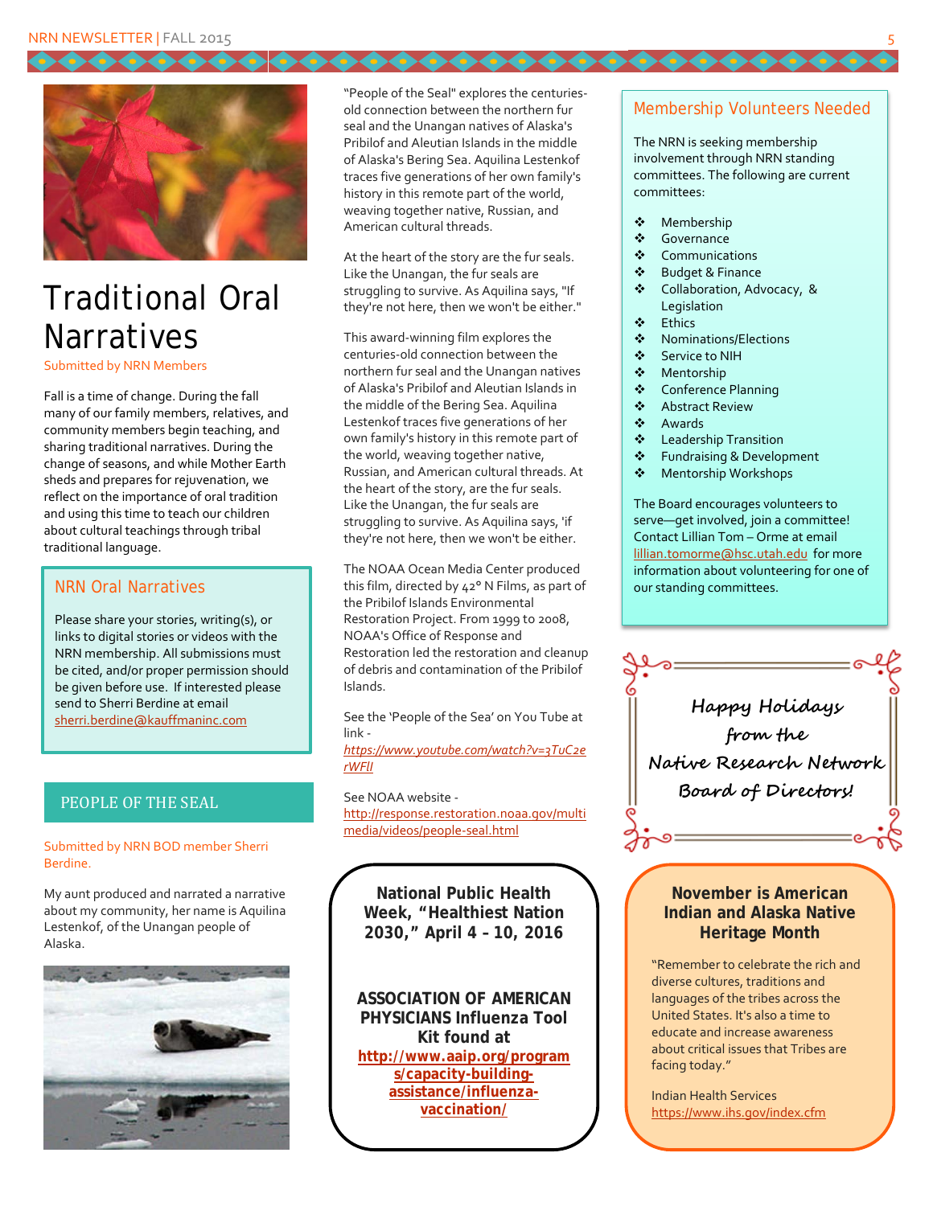# Traditional Oral Narratives

Submitted by NRN Members

Fall is a time of change. During the fall many of our family members, relatives, and community members begin teaching, and sharing traditional narratives. During the change of seasons, and while Mother Earth sheds and prepares for rejuvenation, we reflect on the importance of oral tradition and using this time to teach our children about cultural teachings through tribal traditional language.

## NRN Oral Narratives

Please share your stories, writing(s), or links to digital stories or videos with the NRN membership. All submissions must be cited, and/or proper permission should be given before use. If interested please send to Sherri Berdine at email sherri.berdine@kauffmaninc.com

## PEOPLE OF THE SEAL

Submitted by NRN BOD member Sherri Berdine.

My aunt produced and narrated a narrative about my community, her name is Aquilina Lestenkof, of the Unangan people of Alaska.

"People of the Seal" explores the centuries-old connection between the northern fur seal and the Unangan natives of Alaska's Pribilof and Aleutian Islands in the middle of Alaska's Bering Sea. Aquilina Lestenkof traces five generations of her own family's history in this remote part of the world, weaving together native, Russian, and American cultural threads.

At the heart of the story are the fur seals. Like the Unangan, the fur seals are struggling to survive. As Aquilina says, "If they're not here, then we won't be either."

This award-winning film explores the centuries-old connection between the northern fur seal and the Unangan natives of Alaska's Pribilof and Aleutian Islands in the middle of the Bering Sea. Aquilina Lestenkof traces five generations of her own family's history in this remote part of the world, weaving together native, Russian, and American cultural threads. At the heart of the story, are the fur seals. Like the Unangan, the fur seals are struggling to survive. As Aquilina says, 'if they're not here, then we won't be either.

The NOAA Ocean Media Center produced this film, directed by 42° N Films, as part of the Pribilof Islands Environmental Restoration Project. From 1999 to 2008, NOAA's Office of Response and Restoration led the restoration and cleanup of debris and contamination of the Pribilof Islands.

See the 'People of the Sea' on You Tube at link - https://www.youtube.com/watch?v=3TuC2erWFIl

See NOAA website - http://response.restoration.noaa.gov/multimedia/videos/people-seal.html

**National Public Health Week, "Healthiest Nation 2030," April 4 – 10, 2016**

**ASSOCIATION OF AMERICAN PHYSICIANS Influenza Tool Kit found at http://www.aaip.org/programs/capacity-building-assistance/influenza-vaccination/**

## Membership Volunteers Needed

The NRN is seeking membership involvement through NRN standing committees. The following are current committees:

- Membership
- Governance
- Communications
- Budget & Finance
- Collaboration, Advocacy, & Legislation
- Ethics
- Nominations/Elections
- Service to NIH
- Mentorship
- Conference Planning
- Abstract Review
- Awards
- Leadership Transition
- Fundraising & Development
- Mentorship Workshops

The Board encourages volunteers to serve—get involved, join a committee! Contact Lillian Tom – Orme at email lillian.tomorme@hsc.utah.edu for more information about volunteering for one of our standing committees.

*Happy Holidays from the Native Research Network Board of Directors!*

**November is American Indian and Alaska Native Heritage Month**

"Remember to celebrate the rich and diverse cultures, traditions and languages of the tribes across the United States. It's also a time to educate and increase awareness about critical issues that Tribes are facing today."

Indian Health Services
https://www.ihs.gov/index.cfm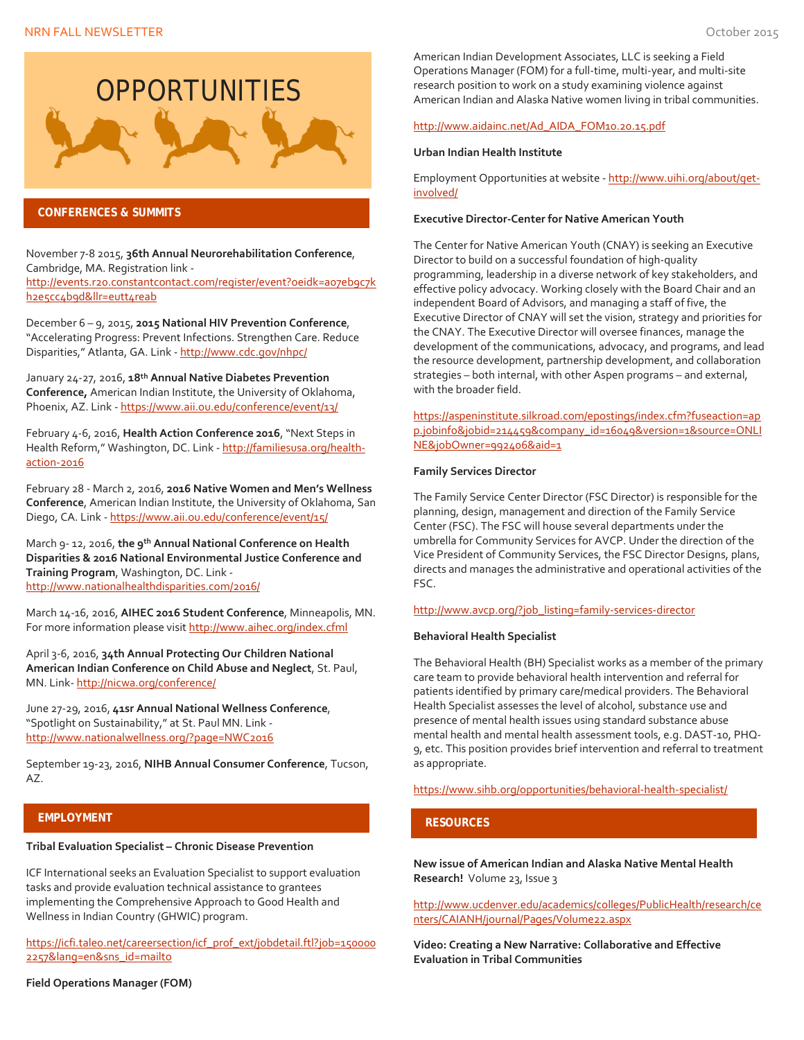# OPPORTUNITIES

## CONFERENCES & SUMMITS

November 7-8 2015, **36th Annual Neurorehabilitation Conference**, Cambridge, MA. Registration link - http://events.r20.constantcontact.com/register/event?oeidk=a07eb9c7kh2e5cc4b9d&llr=eutt4reab

December 6 – 9, 2015, **2015 National HIV Prevention Conference**, "Accelerating Progress: Prevent Infections. Strengthen Care. Reduce Disparities," Atlanta, GA. Link - http://www.cdc.gov/nhpc/

January 24-27, 2016, **18th Annual Native Diabetes Prevention Conference,** American Indian Institute, the University of Oklahoma, Phoenix, AZ. Link - https://www.aii.ou.edu/conference/event/13/

February 4-6, 2016, **Health Action Conference 2016**, "Next Steps in Health Reform," Washington, DC. Link - http://familiesusa.org/health-action-2016

February 28 - March 2, 2016, **2016 Native Women and Men's Wellness Conference**, American Indian Institute, the University of Oklahoma, San Diego, CA. Link - https://www.aii.ou.edu/conference/event/15/

March 9- 12, 2016, **the 9th Annual National Conference on Health Disparities & 2016 National Environmental Justice Conference and Training Program**, Washington, DC. Link - http://www.nationalhealthdisparities.com/2016/

March 14-16, 2016, **AIHEC 2016 Student Conference**, Minneapolis, MN. For more information please visit http://www.aihec.org/index.cfml

April 3-6, 2016, **34th Annual Protecting Our Children National American Indian Conference on Child Abuse and Neglect**, St. Paul, MN. Link- http://nicwa.org/conference/

June 27-29, 2016, **41sr Annual National Wellness Conference**, "Spotlight on Sustainability," at St. Paul MN. Link - http://www.nationalwellness.org/?page=NWC2016

September 19-23, 2016, **NIHB Annual Consumer Conference**, Tucson, AZ.

## EMPLOYMENT

**Tribal Evaluation Specialist – Chronic Disease Prevention**

ICF International seeks an Evaluation Specialist to support evaluation tasks and provide evaluation technical assistance to grantees implementing the Comprehensive Approach to Good Health and Wellness in Indian Country (GHWIC) program.

https://icfi.taleo.net/careersection/icf_prof_ext/jobdetail.ftl?job=1500002257&lang=en&sns_id=mailto

**Field Operations Manager (FOM)**

American Indian Development Associates, LLC is seeking a Field Operations Manager (FOM) for a full-time, multi-year, and multi-site research position to work on a study examining violence against American Indian and Alaska Native women living in tribal communities.

http://www.aidainc.net/Ad_AIDA_FOM10.20.15.pdf

**Urban Indian Health Institute**

Employment Opportunities at website - http://www.uihi.org/about/get-involved/

**Executive Director-Center for Native American Youth**

The Center for Native American Youth (CNAY) is seeking an Executive Director to build on a successful foundation of high-quality programming, leadership in a diverse network of key stakeholders, and effective policy advocacy. Working closely with the Board Chair and an independent Board of Advisors, and managing a staff of five, the Executive Director of CNAY will set the vision, strategy and priorities for the CNAY. The Executive Director will oversee finances, manage the development of the communications, advocacy, and programs, and lead the resource development, partnership development, and collaboration strategies – both internal, with other Aspen programs – and external, with the broader field.

https://aspeninstitute.silkroad.com/epostings/index.cfm?fuseaction=app.jobinfo&jobid=214459&company_id=16049&version=1&source=ONLINE&jobOwner=992406&aid=1

**Family Services Director**

The Family Service Center Director (FSC Director) is responsible for the planning, design, management and direction of the Family Service Center (FSC). The FSC will house several departments under the umbrella for Community Services for AVCP. Under the direction of the Vice President of Community Services, the FSC Director Designs, plans, directs and manages the administrative and operational activities of the FSC.

http://www.avcp.org/?job_listing=family-services-director

**Behavioral Health Specialist**

The Behavioral Health (BH) Specialist works as a member of the primary care team to provide behavioral health intervention and referral for patients identified by primary care/medical providers. The Behavioral Health Specialist assesses the level of alcohol, substance use and presence of mental health issues using standard substance abuse mental health and mental health assessment tools, e.g. DAST-10, PHQ-9, etc. This position provides brief intervention and referral to treatment as appropriate.

https://www.sihb.org/opportunities/behavioral-health-specialist/

## RESOURCES

**New issue of American Indian and Alaska Native Mental Health Research!** Volume 23, Issue 3

http://www.ucdenver.edu/academics/colleges/PublicHealth/research/centers/CAIANH/journal/Pages/Volume22.aspx

**Video: Creating a New Narrative: Collaborative and Effective Evaluation in Tribal Communities**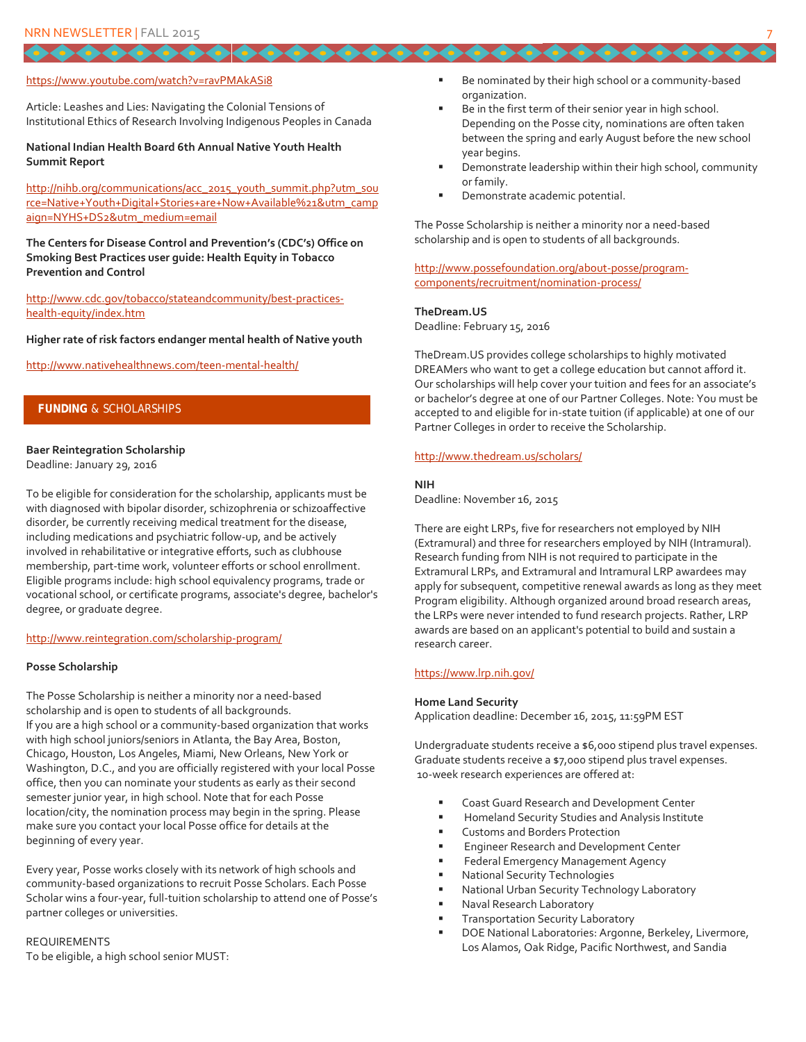https://www.youtube.com/watch?v=ravPMAkASi8

Article: Leashes and Lies: Navigating the Colonial Tensions of Institutional Ethics of Research Involving Indigenous Peoples in Canada

**National Indian Health Board 6th Annual Native Youth Health Summit Report**

http://nihb.org/communications/acc_2015_youth_summit.php?utm_source=Native+Youth+Digital+Stories+are+Now+Available%21&utm_campaign=NYHS+DS2&utm_medium=email

**The Centers for Disease Control and Prevention's (CDC's) Office on Smoking Best Practices user guide: Health Equity in Tobacco Prevention and Control**

http://www.cdc.gov/tobacco/stateandcommunity/best-practices-health-equity/index.htm

**Higher rate of risk factors endanger mental health of Native youth**

http://www.nativehealthnews.com/teen-mental-health/

## FUNDING & SCHOLARSHIPS

**Baer Reintegration Scholarship**
Deadline: January 29, 2016

To be eligible for consideration for the scholarship, applicants must be with diagnosed with bipolar disorder, schizophrenia or schizoaffective disorder, be currently receiving medical treatment for the disease, including medications and psychiatric follow-up, and be actively involved in rehabilitative or integrative efforts, such as clubhouse membership, part-time work, volunteer efforts or school enrollment. Eligible programs include: high school equivalency programs, trade or vocational school, or certificate programs, associate's degree, bachelor's degree, or graduate degree.

http://www.reintegration.com/scholarship-program/

**Posse Scholarship**

The Posse Scholarship is neither a minority nor a need-based scholarship and is open to students of all backgrounds.
If you are a high school or a community-based organization that works with high school juniors/seniors in Atlanta, the Bay Area, Boston, Chicago, Houston, Los Angeles, Miami, New Orleans, New York or Washington, D.C., and you are officially registered with your local Posse office, then you can nominate your students as early as their second semester junior year, in high school. Note that for each Posse location/city, the nomination process may begin in the spring. Please make sure you contact your local Posse office for details at the beginning of every year.

Every year, Posse works closely with its network of high schools and community-based organizations to recruit Posse Scholars. Each Posse Scholar wins a four-year, full-tuition scholarship to attend one of Posse's partner colleges or universities.

REQUIREMENTS
To be eligible, a high school senior MUST:

- Be nominated by their high school or a community-based organization.
- Be in the first term of their senior year in high school. Depending on the Posse city, nominations are often taken between the spring and early August before the new school year begins.
- Demonstrate leadership within their high school, community or family.
- Demonstrate academic potential.

The Posse Scholarship is neither a minority nor a need-based scholarship and is open to students of all backgrounds.

http://www.possefoundation.org/about-posse/program-components/recruitment/nomination-process/

**TheDream.US**
Deadline: February 15, 2016

TheDream.US provides college scholarships to highly motivated DREAMers who want to get a college education but cannot afford it. Our scholarships will help cover your tuition and fees for an associate's or bachelor's degree at one of our Partner Colleges. Note: You must be accepted to and eligible for in-state tuition (if applicable) at one of our Partner Colleges in order to receive the Scholarship.

http://www.thedream.us/scholars/

**NIH**
Deadline: November 16, 2015

There are eight LRPs, five for researchers not employed by NIH (Extramural) and three for researchers employed by NIH (Intramural). Research funding from NIH is not required to participate in the Extramural LRPs, and Extramural and Intramural LRP awardees may apply for subsequent, competitive renewal awards as long as they meet Program eligibility. Although organized around broad research areas, the LRPs were never intended to fund research projects. Rather, LRP awards are based on an applicant's potential to build and sustain a research career.

https://www.lrp.nih.gov/

**Home Land Security**
Application deadline: December 16, 2015, 11:59PM EST

Undergraduate students receive a $6,000 stipend plus travel expenses. Graduate students receive a $7,000 stipend plus travel expenses.
10-week research experiences are offered at:

- Coast Guard Research and Development Center
- Homeland Security Studies and Analysis Institute
- Customs and Borders Protection
- Engineer Research and Development Center
- Federal Emergency Management Agency
- National Security Technologies
- National Urban Security Technology Laboratory
- Naval Research Laboratory
- Transportation Security Laboratory
- DOE National Laboratories: Argonne, Berkeley, Livermore, Los Alamos, Oak Ridge, Pacific Northwest, and Sandia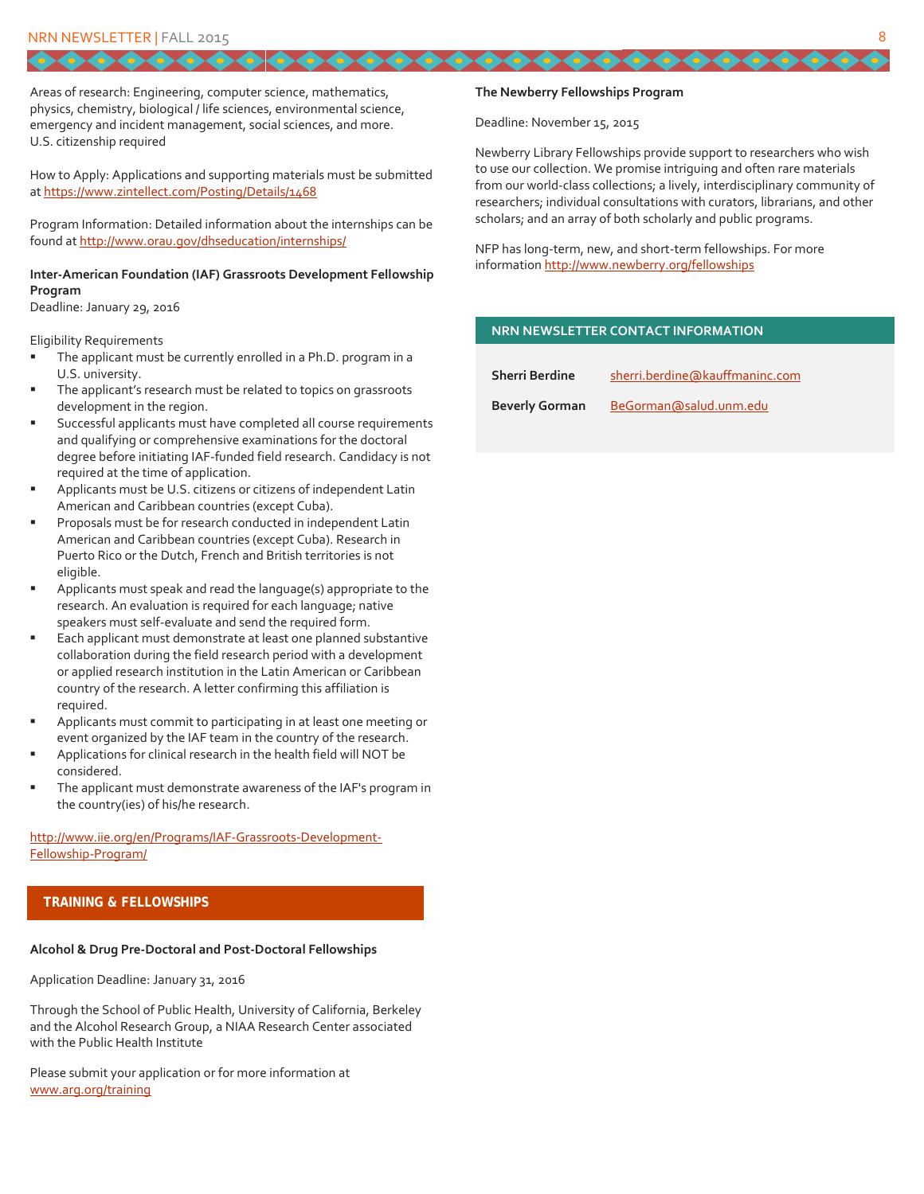Areas of research: Engineering, computer science, mathematics, physics, chemistry, biological / life sciences, environmental science, emergency and incident management, social sciences, and more.
U.S. citizenship required

How to Apply: Applications and supporting materials must be submitted at https://www.zintellect.com/Posting/Details/1468

Program Information: Detailed information about the internships can be found at http://www.orau.gov/dhseducation/internships/

**Inter-American Foundation (IAF) Grassroots Development Fellowship Program**
Deadline: January 29, 2016

Eligibility Requirements

- The applicant must be currently enrolled in a Ph.D. program in a U.S. university.
- The applicant's research must be related to topics on grassroots development in the region.
- Successful applicants must have completed all course requirements and qualifying or comprehensive examinations for the doctoral degree before initiating IAF-funded field research. Candidacy is not required at the time of application.
- Applicants must be U.S. citizens or citizens of independent Latin American and Caribbean countries (except Cuba).
- Proposals must be for research conducted in independent Latin American and Caribbean countries (except Cuba). Research in Puerto Rico or the Dutch, French and British territories is not eligible.
- Applicants must speak and read the language(s) appropriate to the research. An evaluation is required for each language; native speakers must self-evaluate and send the required form.
- Each applicant must demonstrate at least one planned substantive collaboration during the field research period with a development or applied research institution in the Latin American or Caribbean country of the research. A letter confirming this affiliation is required.
- Applicants must commit to participating in at least one meeting or event organized by the IAF team in the country of the research.
- Applications for clinical research in the health field will NOT be considered.
- The applicant must demonstrate awareness of the IAF's program in the country(ies) of his/he research.

http://www.iie.org/en/Programs/IAF-Grassroots-Development-Fellowship-Program/

## TRAINING & FELLOWSHIPS

**Alcohol & Drug Pre-Doctoral and Post-Doctoral Fellowships**

Application Deadline: January 31, 2016

Through the School of Public Health, University of California, Berkeley and the Alcohol Research Group, a NIAA Research Center associated with the Public Health Institute

Please submit your application or for more information at www.arg.org/training

**The Newberry Fellowships Program**

Deadline: November 15, 2015

Newberry Library Fellowships provide support to researchers who wish to use our collection. We promise intriguing and often rare materials from our world-class collections; a lively, interdisciplinary community of researchers; individual consultations with curators, librarians, and other scholars; and an array of both scholarly and public programs.

NFP has long-term, new, and short-term fellowships. For more information http://www.newberry.org/fellowships

## NRN NEWSLETTER CONTACT INFORMATION

| | |
|---|---|
| **Sherri Berdine** | sherri.berdine@kauffmaninc.com |
| **Beverly Gorman** | BeGorman@salud.unm.edu |